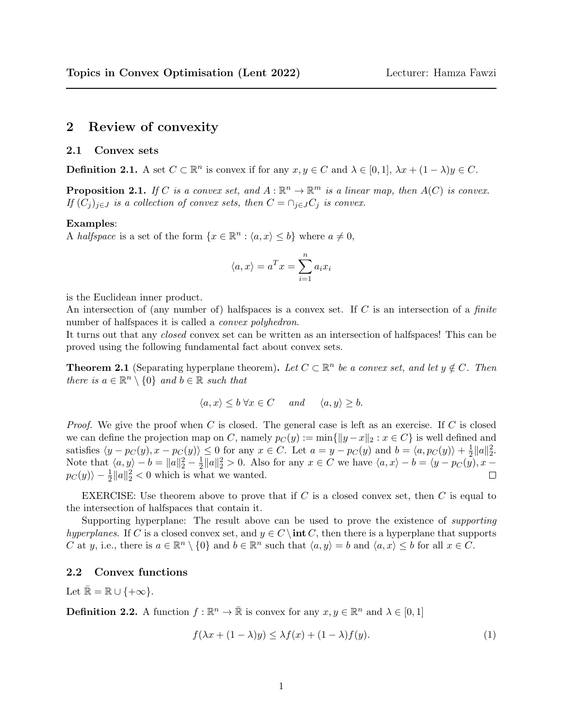# 2 Review of convexity

## 2.1 Convex sets

**Definition 2.1.** A set $C \subset \mathbb{R}^n$ is convex if for any $x, y \in C$ and $\lambda \in [0,1]$, $\lambda x + (1-\lambda) y \in C$.

**Proposition 2.1.** *If $C$ is a convex set, and $A : \mathbb{R}^n \to \mathbb{R}^m$ is a linear map, then $A(C)$ is convex. If $(C_j)_{j \in J}$ is a collection of convex sets, then $C = \cap_{j \in J} C_j$ is convex.*

**Examples**:
A *halfspace* is a set of the form $\{x \in \mathbb{R}^n : \langle a, x \rangle \leq b\}$ where $a \neq 0$,

$$\langle a, x \rangle = a^T x = \sum_{i=1}^n a_i x_i$$

is the Euclidean inner product.
An intersection of (any number of) halfspaces is a convex set. If $C$ is an intersection of a *finite* number of halfspaces it is called a *convex polyhedron*.
It turns out that any *closed* convex set can be written as an intersection of halfspaces! This can be proved using the following fundamental fact about convex sets.

**Theorem 2.1** (Separating hyperplane theorem)**.** *Let $C \subset \mathbb{R}^n$ be a convex set, and let $y \notin C$. Then there is $a \in \mathbb{R}^n \setminus \{0\}$ and $b \in \mathbb{R}$ such that*

$$\langle a, x \rangle \leq b \; \forall x \in C \quad \text{and} \quad \langle a, y \rangle \geq b.$$

*Proof.* We give the proof when $C$ is closed. The general case is left as an exercise. If $C$ is closed we can define the projection map on $C$, namely $p_C(y) := \min\{\|y - x\|_2 : x \in C\}$ is well defined and satisfies $\langle y - p_C(y), x - p_C(y) \rangle \leq 0$ for any $x \in C$. Let $a = y - p_C(y)$ and $b = \langle a, p_C(y) \rangle + \frac{1}{2}\|a\|_2^2$. Note that $\langle a, y \rangle - b = \|a\|_2^2 - \frac{1}{2}\|a\|_2^2 > 0$. Also for any $x \in C$ we have $\langle a, x \rangle - b = \langle y - p_C(y), x - p_C(y) \rangle - \frac{1}{2}\|a\|_2^2 < 0$ which is what we wanted. $\square$

EXERCISE: Use theorem above to prove that if $C$ is a closed convex set, then $C$ is equal to the intersection of halfspaces that contain it.

Supporting hyperplane: The result above can be used to prove the existence of *supporting hyperplanes*. If $C$ is a closed convex set, and $y \in C \setminus \textbf{int}\, C$, then there is a hyperplane that supports $C$ at $y$, i.e., there is $a \in \mathbb{R}^n \setminus \{0\}$ and $b \in \mathbb{R}^n$ such that $\langle a, y \rangle = b$ and $\langle a, x \rangle \leq b$ for all $x \in C$.

## 2.2 Convex functions

Let $\bar{\mathbb{R}} = \mathbb{R} \cup \{+\infty\}$.

**Definition 2.2.** A function $f : \mathbb{R}^n \to \bar{\mathbb{R}}$ is convex for any $x, y \in \mathbb{R}^n$ and $\lambda \in [0,1]$

$$f(\lambda x + (1-\lambda) y) \leq \lambda f(x) + (1-\lambda) f(y). \tag{1}$$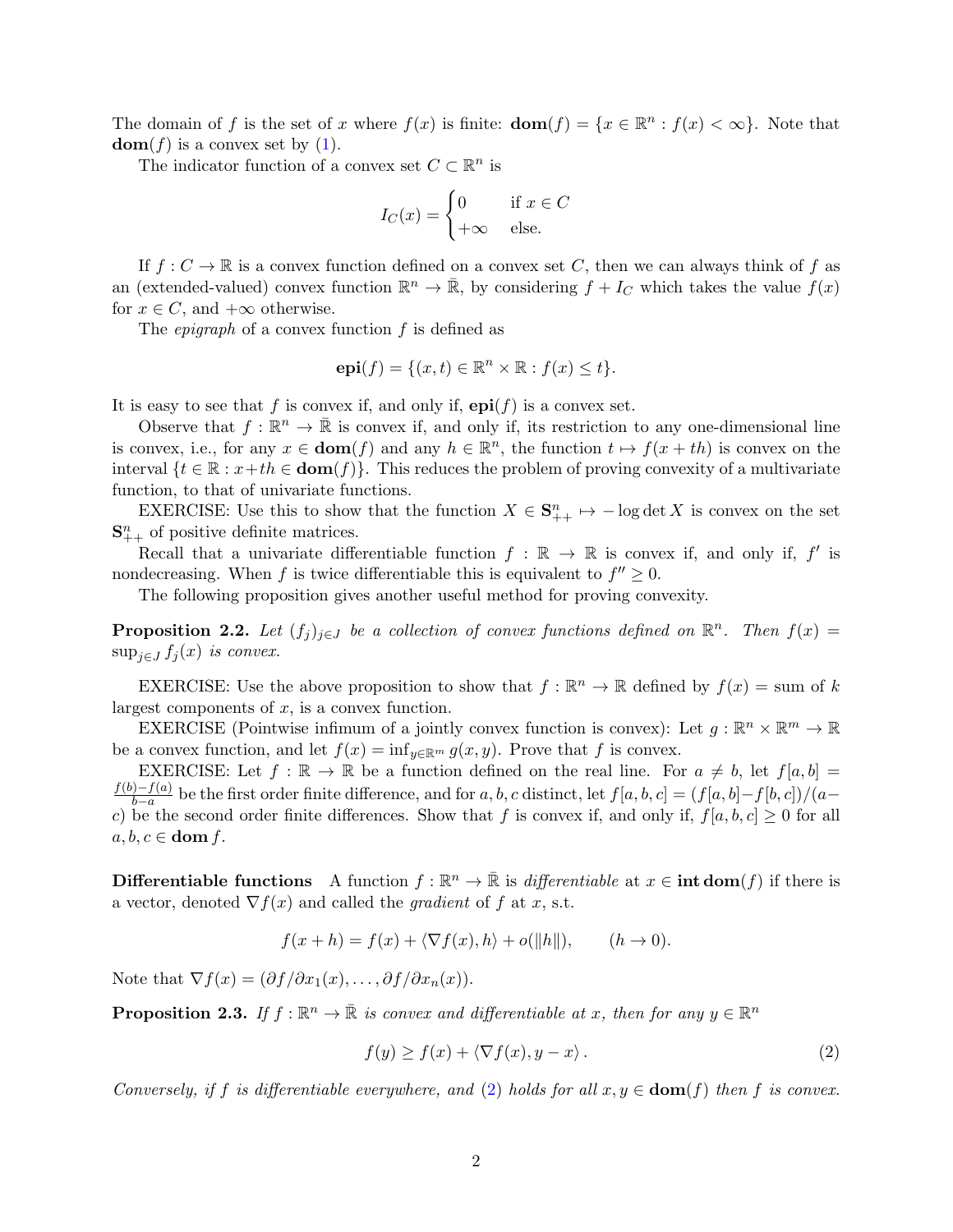The domain of $f$ is the set of $x$ where $f(x)$ is finite: $\mathbf{dom}(f) = \{x \in \mathbb{R}^n : f(x) < \infty\}$. Note that $\mathbf{dom}(f)$ is a convex set by (1).

The indicator function of a convex set $C \subset \mathbb{R}^n$ is

$$I_C(x) = \begin{cases} 0 & \text{if } x \in C \\ +\infty & \text{else.} \end{cases}$$

If $f : C \to \mathbb{R}$ is a convex function defined on a convex set $C$, then we can always think of $f$ as an (extended-valued) convex function $\mathbb{R}^n \to \bar{\mathbb{R}}$, by considering $f + I_C$ which takes the value $f(x)$ for $x \in C$, and $+\infty$ otherwise.

The *epigraph* of a convex function $f$ is defined as

$$\mathbf{epi}(f) = \{(x, t) \in \mathbb{R}^n \times \mathbb{R} : f(x) \leq t\}.$$

It is easy to see that $f$ is convex if, and only if, $\mathbf{epi}(f)$ is a convex set.

Observe that $f : \mathbb{R}^n \to \bar{\mathbb{R}}$ is convex if, and only if, its restriction to any one-dimensional line is convex, i.e., for any $x \in \mathbf{dom}(f)$ and any $h \in \mathbb{R}^n$, the function $t \mapsto f(x + th)$ is convex on the interval $\{t \in \mathbb{R} : x + th \in \mathbf{dom}(f)\}$. This reduces the problem of proving convexity of a multivariate function, to that of univariate functions.

EXERCISE: Use this to show that the function $X \in \mathbf{S}^n_{++} \mapsto -\log \det X$ is convex on the set $\mathbf{S}^n_{++}$ of positive definite matrices.

Recall that a univariate differentiable function $f : \mathbb{R} \to \mathbb{R}$ is convex if, and only if, $f'$ is nondecreasing. When $f$ is twice differentiable this is equivalent to $f'' \geq 0$.

The following proposition gives another useful method for proving convexity.

**Proposition 2.2.** *Let $(f_j)_{j \in J}$ be a collection of convex functions defined on $\mathbb{R}^n$. Then $f(x) = \sup_{j \in J} f_j(x)$ is convex.*

EXERCISE: Use the above proposition to show that $f : \mathbb{R}^n \to \mathbb{R}$ defined by $f(x) =$ sum of $k$ largest components of $x$, is a convex function.

EXERCISE (Pointwise infimum of a jointly convex function is convex): Let $g : \mathbb{R}^n \times \mathbb{R}^m \to \mathbb{R}$ be a convex function, and let $f(x) = \inf_{y \in \mathbb{R}^m} g(x, y)$. Prove that $f$ is convex.

EXERCISE: Let $f : \mathbb{R} \to \mathbb{R}$ be a function defined on the real line. For $a \neq b$, let $f[a, b] = \frac{f(b) - f(a)}{b - a}$ be the first order finite difference, and for $a, b, c$ distinct, let $f[a, b, c] = (f[a, b] - f[b, c])/(a - c)$ be the second order finite differences. Show that $f$ is convex if, and only if, $f[a, b, c] \geq 0$ for all $a, b, c \in \mathbf{dom}\, f$.

**Differentiable functions** A function $f : \mathbb{R}^n \to \bar{\mathbb{R}}$ is *differentiable* at $x \in \mathbf{int}\,\mathbf{dom}(f)$ if there is a vector, denoted $\nabla f(x)$ and called the *gradient* of $f$ at $x$, s.t.

$$f(x + h) = f(x) + \langle \nabla f(x), h \rangle + o(\|h\|), \qquad (h \to 0).$$

Note that $\nabla f(x) = (\partial f / \partial x_1(x), \ldots, \partial f / \partial x_n(x))$.

**Proposition 2.3.** *If $f : \mathbb{R}^n \to \bar{\mathbb{R}}$ is convex and differentiable at $x$, then for any $y \in \mathbb{R}^n$*

$$f(y) \geq f(x) + \langle \nabla f(x), y - x \rangle . \tag{2}$$

*Conversely, if $f$ is differentiable everywhere, and (2) holds for all $x, y \in \mathbf{dom}(f)$ then $f$ is convex.*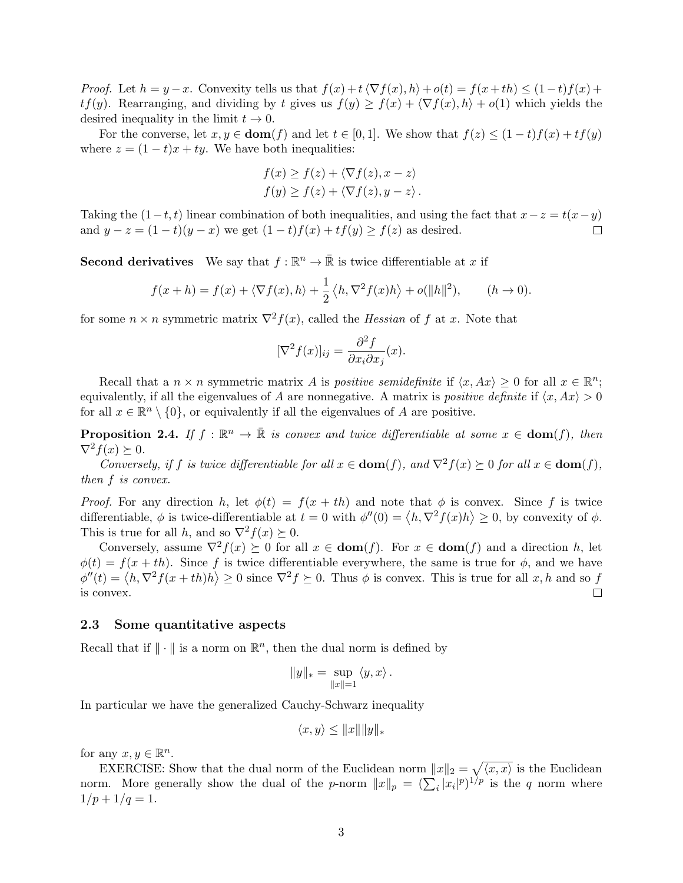*Proof.* Let $h = y - x$. Convexity tells us that $f(x) + t\langle \nabla f(x), h\rangle + o(t) = f(x+th) \leq (1-t)f(x) + tf(y)$. Rearranging, and dividing by $t$ gives us $f(y) \geq f(x) + \langle \nabla f(x), h\rangle + o(1)$ which yields the desired inequality in the limit $t \to 0$.

For the converse, let $x, y \in \mathbf{dom}(f)$ and let $t \in [0,1]$. We show that $f(z) \leq (1-t)f(x) + tf(y)$ where $z = (1-t)x + ty$. We have both inequalities:

$$f(x) \geq f(z) + \langle \nabla f(z), x - z\rangle$$
$$f(y) \geq f(z) + \langle \nabla f(z), y - z\rangle .$$

Taking the $(1-t, t)$ linear combination of both inequalities, and using the fact that $x - z = t(x-y)$ and $y - z = (1-t)(y-x)$ we get $(1-t)f(x) + tf(y) \geq f(z)$ as desired. $\square$

**Second derivatives** We say that $f : \mathbb{R}^n \to \bar{\mathbb{R}}$ is twice differentiable at $x$ if

$$f(x+h) = f(x) + \langle \nabla f(x), h\rangle + \frac{1}{2}\left\langle h, \nabla^2 f(x) h\right\rangle + o(\|h\|^2), \qquad (h \to 0).$$

for some $n \times n$ symmetric matrix $\nabla^2 f(x)$, called the *Hessian* of $f$ at $x$. Note that

$$[\nabla^2 f(x)]_{ij} = \frac{\partial^2 f}{\partial x_i \partial x_j}(x).$$

Recall that a $n \times n$ symmetric matrix $A$ is *positive semidefinite* if $\langle x, Ax\rangle \geq 0$ for all $x \in \mathbb{R}^n$; equivalently, if all the eigenvalues of $A$ are nonnegative. A matrix is *positive definite* if $\langle x, Ax\rangle > 0$ for all $x \in \mathbb{R}^n \setminus \{0\}$, or equivalently if all the eigenvalues of $A$ are positive.

**Proposition 2.4.** *If $f : \mathbb{R}^n \to \bar{\mathbb{R}}$ is convex and twice differentiable at some $x \in \mathbf{dom}(f)$, then $\nabla^2 f(x) \succeq 0$.*

*Conversely, if $f$ is twice differentiable for all $x \in \mathbf{dom}(f)$, and $\nabla^2 f(x) \succeq 0$ for all $x \in \mathbf{dom}(f)$, then $f$ is convex.*

*Proof.* For any direction $h$, let $\phi(t) = f(x+th)$ and note that $\phi$ is convex. Since $f$ is twice differentiable, $\phi$ is twice-differentiable at $t = 0$ with $\phi''(0) = \left\langle h, \nabla^2 f(x) h\right\rangle \geq 0$, by convexity of $\phi$. This is true for all $h$, and so $\nabla^2 f(x) \succeq 0$.

Conversely, assume $\nabla^2 f(x) \succeq 0$ for all $x \in \mathbf{dom}(f)$. For $x \in \mathbf{dom}(f)$ and a direction $h$, let $\phi(t) = f(x+th)$. Since $f$ is twice differentiable everywhere, the same is true for $\phi$, and we have $\phi''(t) = \left\langle h, \nabla^2 f(x+th) h\right\rangle \geq 0$ since $\nabla^2 f \succeq 0$. Thus $\phi$ is convex. This is true for all $x, h$ and so $f$ is convex. $\square$

### 2.3 Some quantitative aspects

Recall that if $\|\cdot\|$ is a norm on $\mathbb{R}^n$, then the dual norm is defined by

$$\|y\|_* = \sup_{\|x\|=1} \langle y, x\rangle .$$

In particular we have the generalized Cauchy-Schwarz inequality

$$\langle x, y\rangle \leq \|x\| \|y\|_*$$

for any $x, y \in \mathbb{R}^n$.

EXERCISE: Show that the dual norm of the Euclidean norm $\|x\|_2 = \sqrt{\langle x, x\rangle}$ is the Euclidean norm. More generally show the dual of the $p$-norm $\|x\|_p = (\sum_i |x_i|^p)^{1/p}$ is the $q$ norm where $1/p + 1/q = 1$.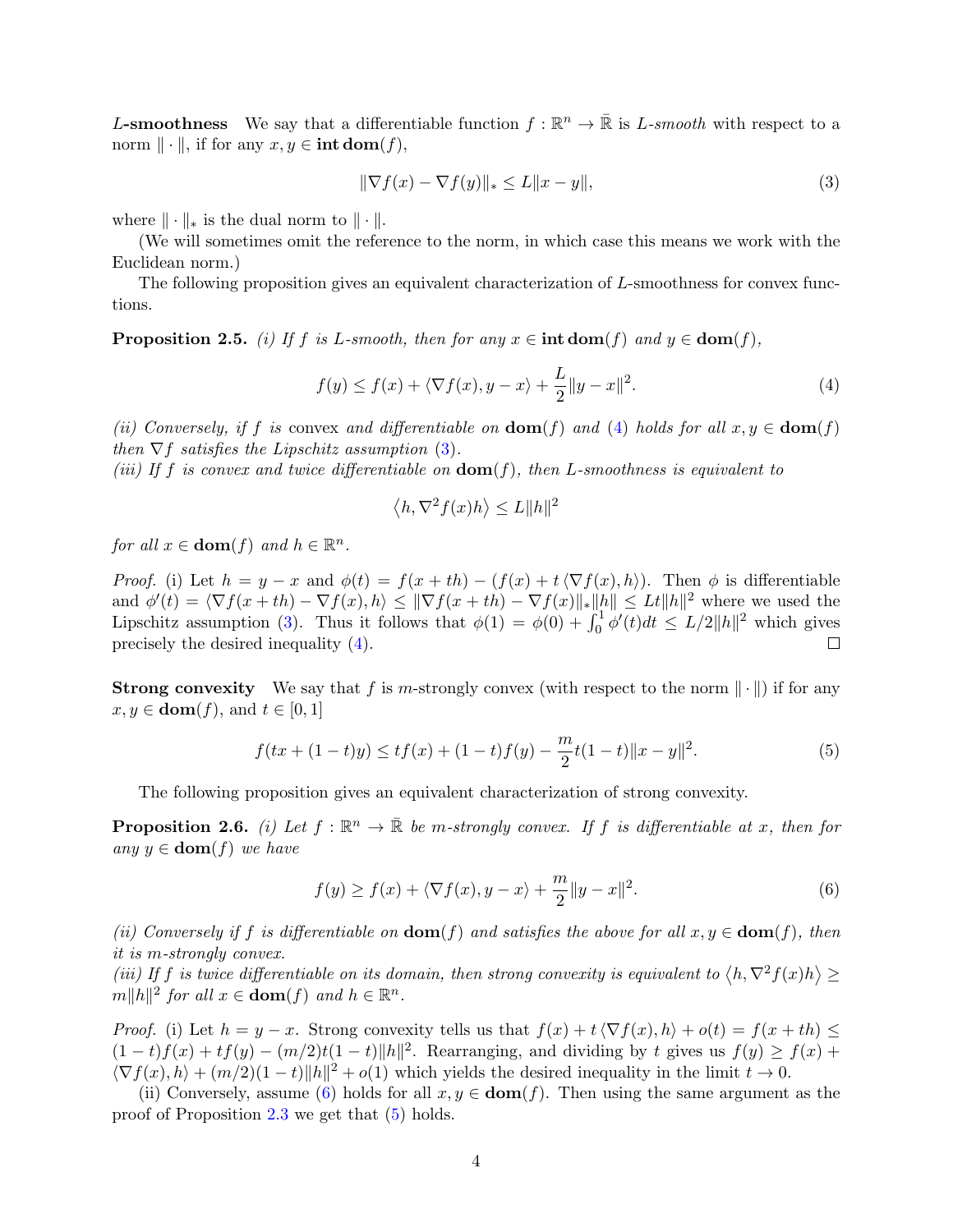**$L$-smoothness** We say that a differentiable function $f : \mathbb{R}^n \to \bar{\mathbb{R}}$ is *$L$-smooth* with respect to a norm $\|\cdot\|$, if for any $x, y \in \mathbf{int}\,\mathbf{dom}(f)$,

$$\|\nabla f(x) - \nabla f(y)\|_* \le L\|x - y\|, \tag{3}$$

where $\|\cdot\|_*$ is the dual norm to $\|\cdot\|$.

(We will sometimes omit the reference to the norm, in which case this means we work with the Euclidean norm.)

The following proposition gives an equivalent characterization of $L$-smoothness for convex functions.

**Proposition 2.5.** *(i) If $f$ is $L$-smooth, then for any $x \in \mathbf{int}\,\mathbf{dom}(f)$ and $y \in \mathbf{dom}(f)$,*

$$f(y) \le f(x) + \langle \nabla f(x), y - x\rangle + \frac{L}{2}\|y - x\|^2. \tag{4}$$

*(ii) Conversely, if $f$ is* convex *and differentiable on $\mathbf{dom}(f)$ and (4) holds for all $x, y \in \mathbf{dom}(f)$ then $\nabla f$ satisfies the Lipschitz assumption (3).*
*(iii) If $f$ is convex and twice differentiable on $\mathbf{dom}(f)$, then $L$-smoothness is equivalent to*

$$\left\langle h, \nabla^2 f(x) h\right\rangle \le L\|h\|^2$$

*for all $x \in \mathbf{dom}(f)$ and $h \in \mathbb{R}^n$.*

*Proof.* (i) Let $h = y - x$ and $\phi(t) = f(x + th) - (f(x) + t\langle \nabla f(x), h\rangle)$. Then $\phi$ is differentiable and $\phi'(t) = \langle \nabla f(x + th) - \nabla f(x), h\rangle \le \|\nabla f(x + th) - \nabla f(x)\|_* \|h\| \le Lt\|h\|^2$ where we used the Lipschitz assumption (3). Thus it follows that $\phi(1) = \phi(0) + \int_0^1 \phi'(t)dt \le L/2\|h\|^2$ which gives precisely the desired inequality (4). ∎

**Strong convexity** We say that $f$ is $m$-strongly convex (with respect to the norm $\|\cdot\|$) if for any $x, y \in \mathbf{dom}(f)$, and $t \in [0, 1]$

$$f(tx + (1 - t)y) \le tf(x) + (1 - t)f(y) - \frac{m}{2}t(1 - t)\|x - y\|^2. \tag{5}$$

The following proposition gives an equivalent characterization of strong convexity.

**Proposition 2.6.** *(i) Let $f : \mathbb{R}^n \to \bar{\mathbb{R}}$ be $m$-strongly convex. If $f$ is differentiable at $x$, then for any $y \in \mathbf{dom}(f)$ we have*

$$f(y) \ge f(x) + \langle \nabla f(x), y - x\rangle + \frac{m}{2}\|y - x\|^2. \tag{6}$$

*(ii) Conversely if $f$ is differentiable on $\mathbf{dom}(f)$ and satisfies the above for all $x, y \in \mathbf{dom}(f)$, then it is $m$-strongly convex.*
*(iii) If $f$ is twice differentiable on its domain, then strong convexity is equivalent to $\left\langle h, \nabla^2 f(x) h\right\rangle \ge m\|h\|^2$ for all $x \in \mathbf{dom}(f)$ and $h \in \mathbb{R}^n$.*

*Proof.* (i) Let $h = y - x$. Strong convexity tells us that $f(x) + t\langle \nabla f(x), h\rangle + o(t) = f(x + th) \le (1 - t)f(x) + tf(y) - (m/2)t(1 - t)\|h\|^2$. Rearranging, and dividing by $t$ gives us $f(y) \ge f(x) + \langle \nabla f(x), h\rangle + (m/2)(1 - t)\|h\|^2 + o(1)$ which yields the desired inequality in the limit $t \to 0$.

(ii) Conversely, assume (6) holds for all $x, y \in \mathbf{dom}(f)$. Then using the same argument as the proof of Proposition 2.3 we get that (5) holds.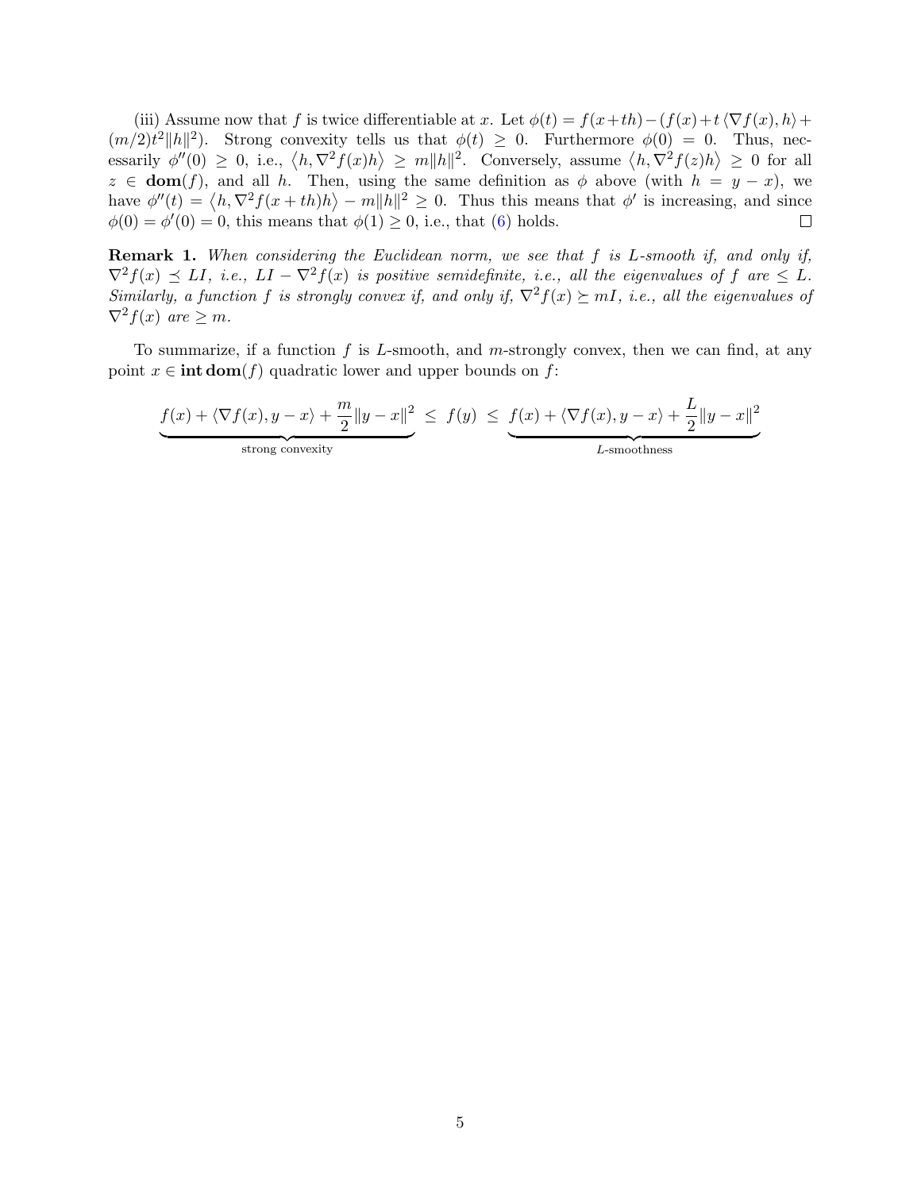(iii) Assume now that $f$ is twice differentiable at $x$. Let $\phi(t) = f(x+th) - (f(x) + t\langle \nabla f(x), h\rangle + (m/2)t^2\|h\|^2)$. Strong convexity tells us that $\phi(t) \geq 0$. Furthermore $\phi(0) = 0$. Thus, necessarily $\phi''(0) \geq 0$, i.e., $\langle h, \nabla^2 f(x) h\rangle \geq m\|h\|^2$. Conversely, assume $\langle h, \nabla^2 f(z) h\rangle \geq 0$ for all $z \in \mathbf{dom}(f)$, and all $h$. Then, using the same definition as $\phi$ above (with $h = y - x$), we have $\phi''(t) = \langle h, \nabla^2 f(x+th)h\rangle - m\|h\|^2 \geq 0$. Thus this means that $\phi'$ is increasing, and since $\phi(0) = \phi'(0) = 0$, this means that $\phi(1) \geq 0$, i.e., that (6) holds. $\square$

**Remark 1.** *When considering the Euclidean norm, we see that $f$ is $L$-smooth if, and only if, $\nabla^2 f(x) \preceq LI$, i.e., $LI - \nabla^2 f(x)$ is positive semidefinite, i.e., all the eigenvalues of $f$ are $\leq L$. Similarly, a function $f$ is strongly convex if, and only if, $\nabla^2 f(x) \succeq mI$, i.e., all the eigenvalues of $\nabla^2 f(x)$ are $\geq m$.*

To summarize, if a function $f$ is $L$-smooth, and $m$-strongly convex, then we can find, at any point $x \in \mathbf{int}\,\mathbf{dom}(f)$ quadratic lower and upper bounds on $f$:

$$\underbrace{f(x) + \langle \nabla f(x), y - x\rangle + \frac{m}{2}\|y - x\|^2}_{\text{strong convexity}} \;\leq\; f(y) \;\leq\; \underbrace{f(x) + \langle \nabla f(x), y - x\rangle + \frac{L}{2}\|y - x\|^2}_{L\text{-smoothness}}$$